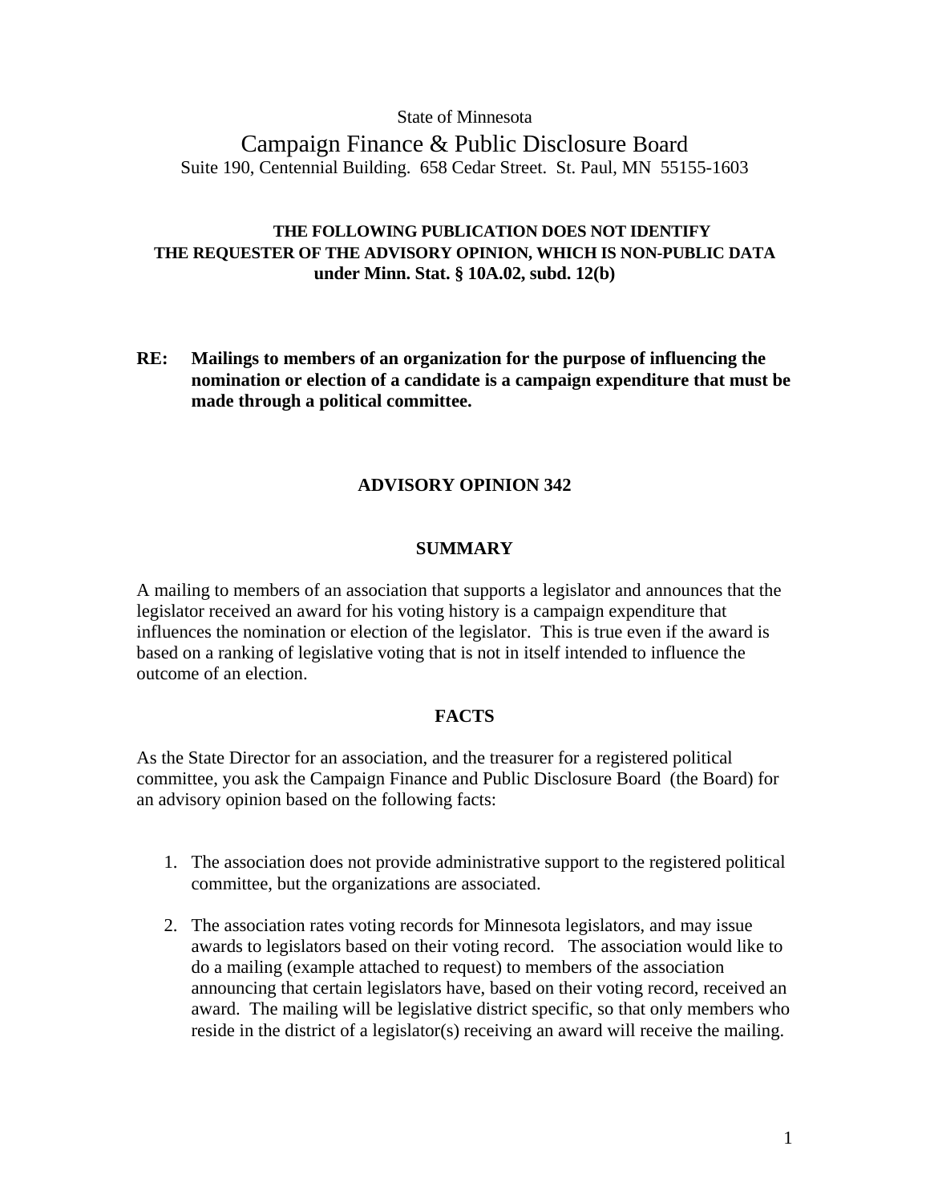State of Minnesota

# Campaign Finance & Public Disclosure Board

Suite 190, Centennial Building. 658 Cedar Street. St. Paul, MN 55155-1603

**THE FOLLOWING PUBLICATION DOES NOT IDENTIFY THE REQUESTER OF THE ADVISORY OPINION, WHICH IS NON-PUBLIC DATA under Minn. Stat. § 10A.02, subd. 12(b)**

**RE: Mailings to members of an organization for the purpose of influencing the nomination or election of a candidate is a campaign expenditure that must be made through a political committee.**

## ADVISORY OPINION 342

### SUMMARY

A mailing to members of an association that supports a legislator and announces that the legislator received an award for his voting history is a campaign expenditure that influences the nomination or election of the legislator. This is true even if the award is based on a ranking of legislative voting that is not in itself intended to influence the outcome of an election.

### FACTS

As the State Director for an association, and the treasurer for a registered political committee, you ask the Campaign Finance and Public Disclosure Board (the Board) for an advisory opinion based on the following facts:

1. The association does not provide administrative support to the registered political committee, but the organizations are associated.

2. The association rates voting records for Minnesota legislators, and may issue awards to legislators based on their voting record. The association would like to do a mailing (example attached to request) to members of the association announcing that certain legislators have, based on their voting record, received an award. The mailing will be legislative district specific, so that only members who reside in the district of a legislator(s) receiving an award will receive the mailing.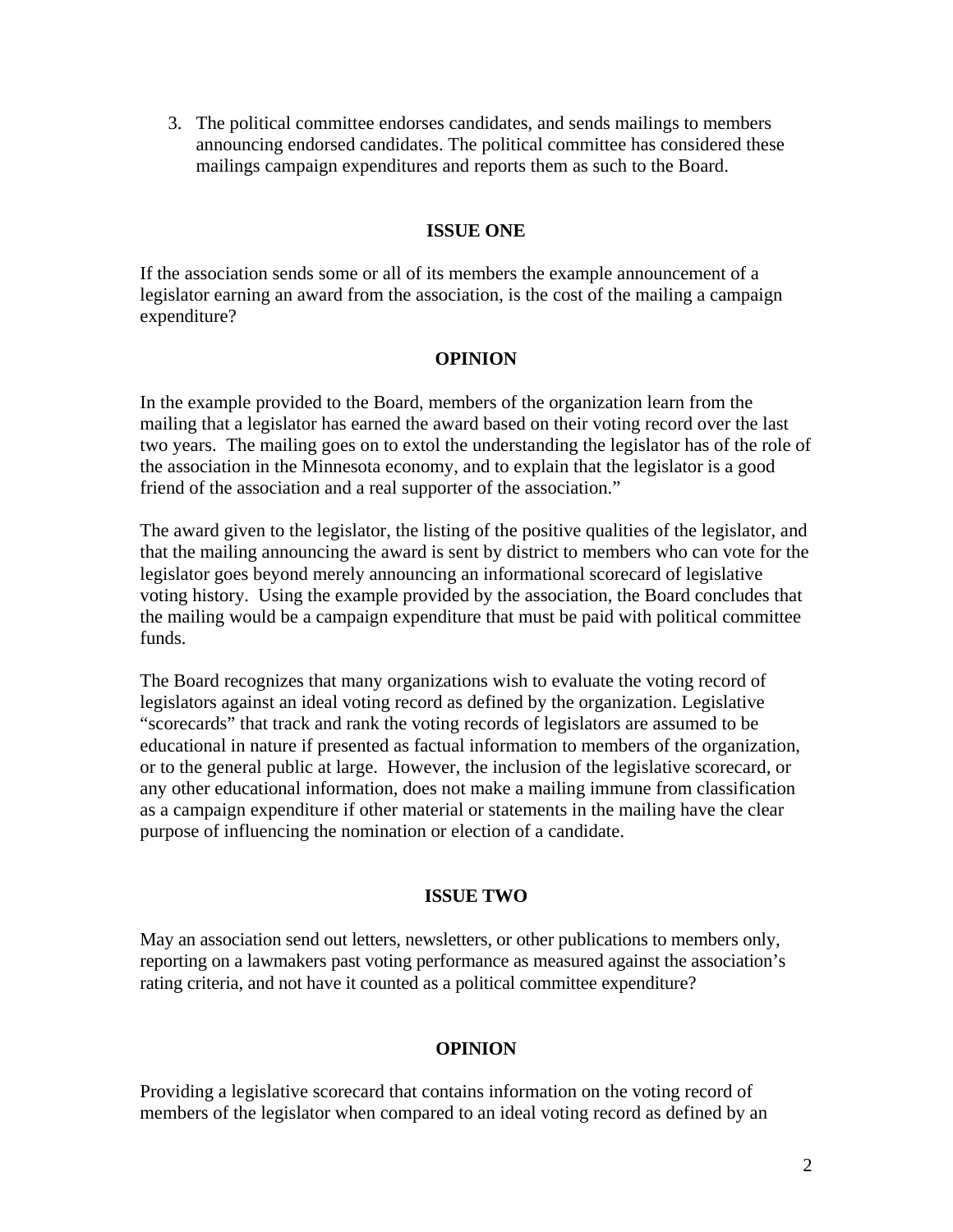3. The political committee endorses candidates, and sends mailings to members announcing endorsed candidates. The political committee has considered these mailings campaign expenditures and reports them as such to the Board.

**ISSUE ONE**

If the association sends some or all of its members the example announcement of a legislator earning an award from the association, is the cost of the mailing a campaign expenditure?

**OPINION**

In the example provided to the Board, members of the organization learn from the mailing that a legislator has earned the award based on their voting record over the last two years. The mailing goes on to extol the understanding the legislator has of the role of the association in the Minnesota economy, and to explain that the legislator is a good friend of the association and a real supporter of the association."

The award given to the legislator, the listing of the positive qualities of the legislator, and that the mailing announcing the award is sent by district to members who can vote for the legislator goes beyond merely announcing an informational scorecard of legislative voting history. Using the example provided by the association, the Board concludes that the mailing would be a campaign expenditure that must be paid with political committee funds.

The Board recognizes that many organizations wish to evaluate the voting record of legislators against an ideal voting record as defined by the organization. Legislative "scorecards" that track and rank the voting records of legislators are assumed to be educational in nature if presented as factual information to members of the organization, or to the general public at large. However, the inclusion of the legislative scorecard, or any other educational information, does not make a mailing immune from classification as a campaign expenditure if other material or statements in the mailing have the clear purpose of influencing the nomination or election of a candidate.

**ISSUE TWO**

May an association send out letters, newsletters, or other publications to members only, reporting on a lawmakers past voting performance as measured against the association's rating criteria, and not have it counted as a political committee expenditure?

**OPINION**

Providing a legislative scorecard that contains information on the voting record of members of the legislator when compared to an ideal voting record as defined by an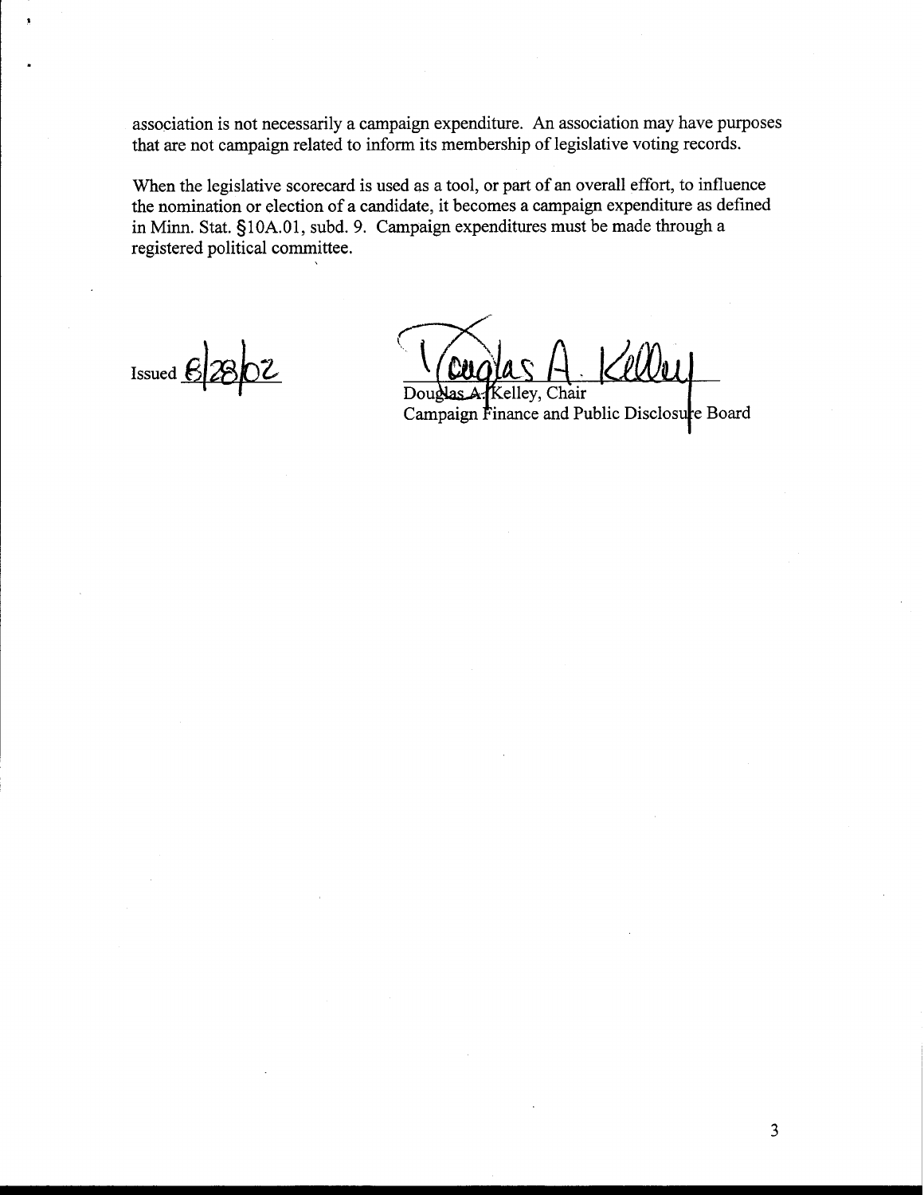association is not necessarily a campaign expenditure. An association may have purposes that are not campaign related to inform its membership of legislative voting records.

When the legislative scorecard is used as a tool, or part of an overall effort, to influence the nomination or election of a candidate, it becomes a campaign expenditure as defined in Minn. Stat. §10A.01, subd. 9. Campaign expenditures must be made through a registered political committee.

Issued 6/28/02

Douglas A. Kelley

Douglas A. Kelley, Chair
Campaign Finance and Public Disclosure Board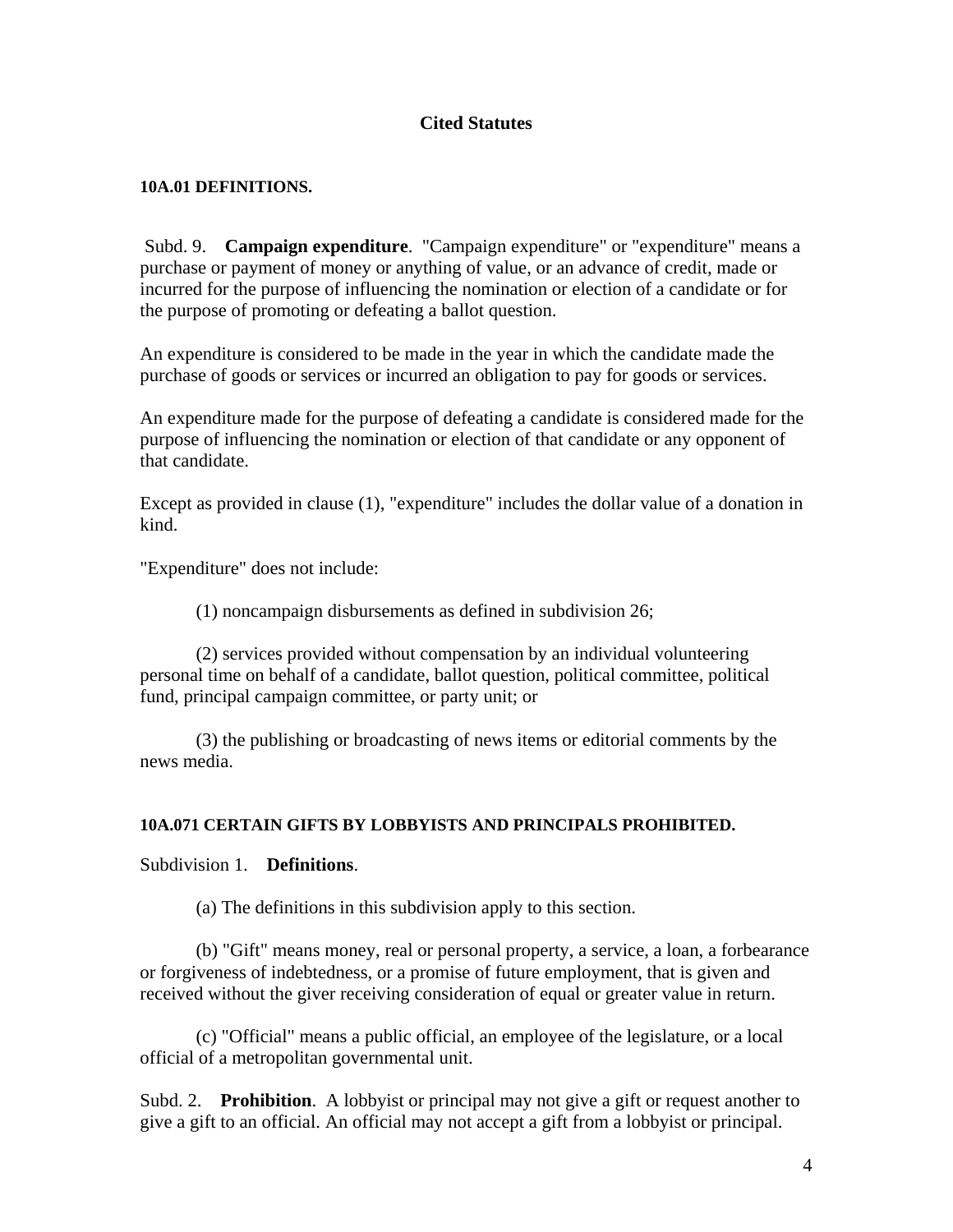## Cited Statutes

### 10A.01 DEFINITIONS.

Subd. 9. **Campaign expenditure**. "Campaign expenditure" or "expenditure" means a purchase or payment of money or anything of value, or an advance of credit, made or incurred for the purpose of influencing the nomination or election of a candidate or for the purpose of promoting or defeating a ballot question.

An expenditure is considered to be made in the year in which the candidate made the purchase of goods or services or incurred an obligation to pay for goods or services.

An expenditure made for the purpose of defeating a candidate is considered made for the purpose of influencing the nomination or election of that candidate or any opponent of that candidate.

Except as provided in clause (1), "expenditure" includes the dollar value of a donation in kind.

"Expenditure" does not include:

(1) noncampaign disbursements as defined in subdivision 26;

(2) services provided without compensation by an individual volunteering personal time on behalf of a candidate, ballot question, political committee, political fund, principal campaign committee, or party unit; or

(3) the publishing or broadcasting of news items or editorial comments by the news media.

### 10A.071 CERTAIN GIFTS BY LOBBYISTS AND PRINCIPALS PROHIBITED.

Subdivision 1. **Definitions**.

(a) The definitions in this subdivision apply to this section.

(b) "Gift" means money, real or personal property, a service, a loan, a forbearance or forgiveness of indebtedness, or a promise of future employment, that is given and received without the giver receiving consideration of equal or greater value in return.

(c) "Official" means a public official, an employee of the legislature, or a local official of a metropolitan governmental unit.

Subd. 2. **Prohibition**. A lobbyist or principal may not give a gift or request another to give a gift to an official. An official may not accept a gift from a lobbyist or principal.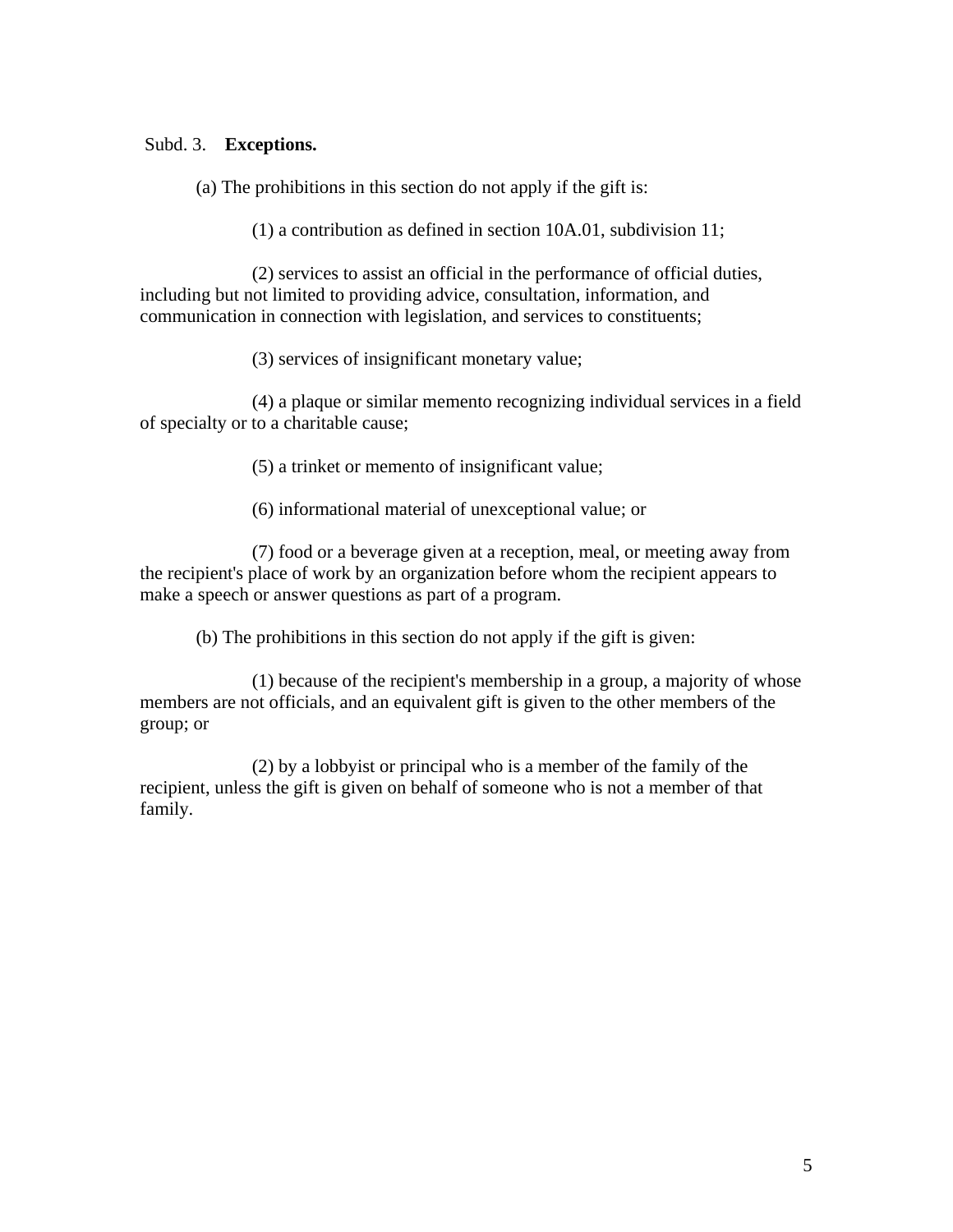Subd. 3. **Exceptions.**

(a) The prohibitions in this section do not apply if the gift is:

(1) a contribution as defined in section 10A.01, subdivision 11;

(2) services to assist an official in the performance of official duties, including but not limited to providing advice, consultation, information, and communication in connection with legislation, and services to constituents;

(3) services of insignificant monetary value;

(4) a plaque or similar memento recognizing individual services in a field of specialty or to a charitable cause;

(5) a trinket or memento of insignificant value;

(6) informational material of unexceptional value; or

(7) food or a beverage given at a reception, meal, or meeting away from the recipient's place of work by an organization before whom the recipient appears to make a speech or answer questions as part of a program.

(b) The prohibitions in this section do not apply if the gift is given:

(1) because of the recipient's membership in a group, a majority of whose members are not officials, and an equivalent gift is given to the other members of the group; or

(2) by a lobbyist or principal who is a member of the family of the recipient, unless the gift is given on behalf of someone who is not a member of that family.